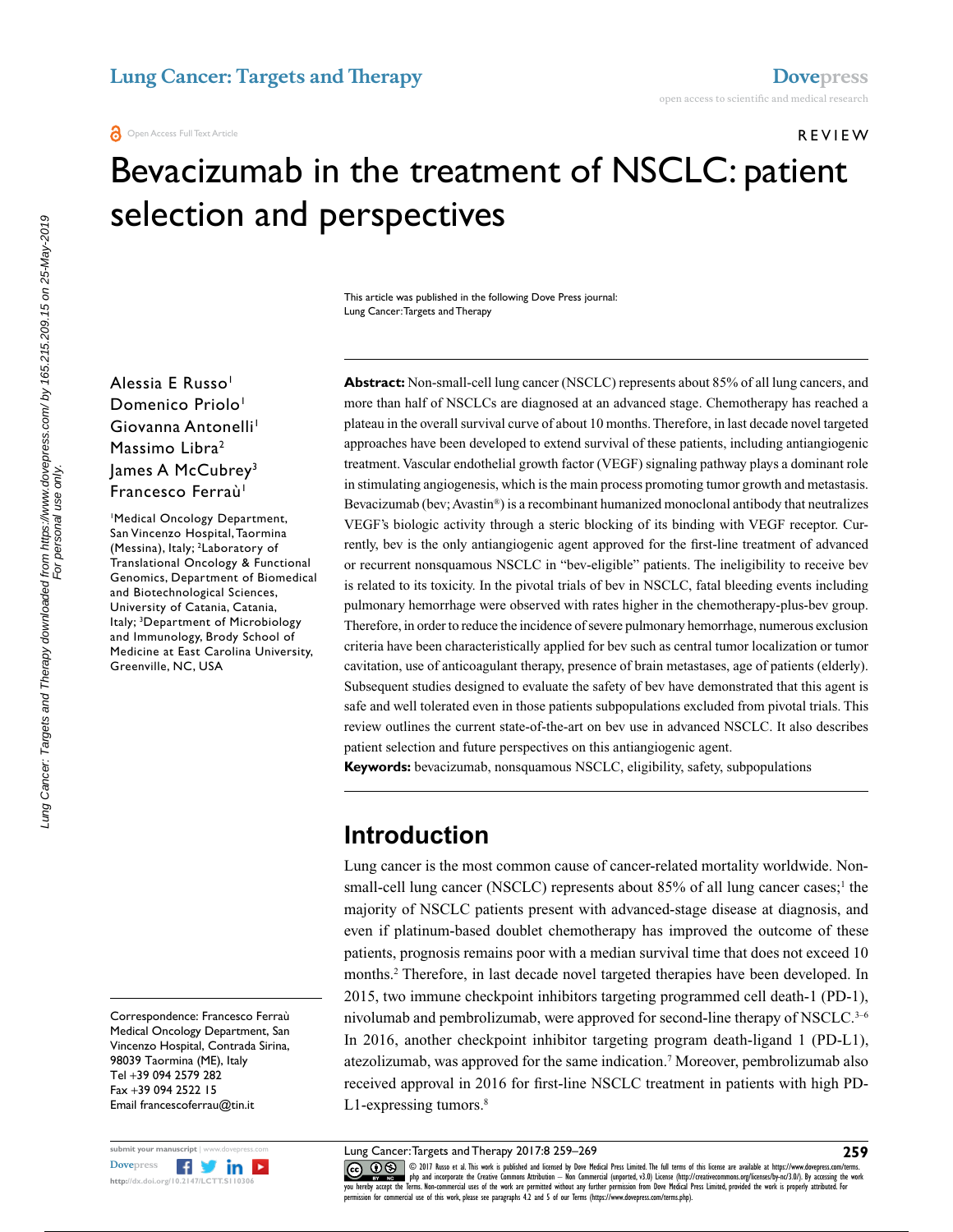REVIEW

# Bevacizumab in the treatment of NSCLC: patient selection and perspectives

This article was published in the following Dove Press journal:
Lung Cancer: Targets and Therapy

Alessia E Russo[1]
Domenico Priolo[1]
Giovanna Antonelli[1]
Massimo Libra[2]
James A McCubrey[3]
Francesco Ferraù[1]

[1]Medical Oncology Department, San Vincenzo Hospital, Taormina (Messina), Italy; [2]Laboratory of Translational Oncology & Functional Genomics, Department of Biomedical and Biotechnological Sciences, University of Catania, Catania, Italy; [3]Department of Microbiology and Immunology, Brody School of Medicine at East Carolina University, Greenville, NC, USA

Correspondence: Francesco Ferraù
Medical Oncology Department, San Vincenzo Hospital, Contrada Sirina, 98039 Taormina (ME), Italy
Tel +39 094 2579 282
Fax +39 094 2522 15
Email francescoferrau@tin.it

**Abstract:** Non-small-cell lung cancer (NSCLC) represents about 85% of all lung cancers, and more than half of NSCLCs are diagnosed at an advanced stage. Chemotherapy has reached a plateau in the overall survival curve of about 10 months. Therefore, in last decade novel targeted approaches have been developed to extend survival of these patients, including antiangiogenic treatment. Vascular endothelial growth factor (VEGF) signaling pathway plays a dominant role in stimulating angiogenesis, which is the main process promoting tumor growth and metastasis. Bevacizumab (bev; Avastin®) is a recombinant humanized monoclonal antibody that neutralizes VEGF's biologic activity through a steric blocking of its binding with VEGF receptor. Currently, bev is the only antiangiogenic agent approved for the first-line treatment of advanced or recurrent nonsquamous NSCLC in "bev-eligible" patients. The ineligibility to receive bev is related to its toxicity. In the pivotal trials of bev in NSCLC, fatal bleeding events including pulmonary hemorrhage were observed with rates higher in the chemotherapy-plus-bev group. Therefore, in order to reduce the incidence of severe pulmonary hemorrhage, numerous exclusion criteria have been characteristically applied for bev such as central tumor localization or tumor cavitation, use of anticoagulant therapy, presence of brain metastases, age of patients (elderly). Subsequent studies designed to evaluate the safety of bev have demonstrated that this agent is safe and well tolerated even in those patients subpopulations excluded from pivotal trials. This review outlines the current state-of-the-art on bev use in advanced NSCLC. It also describes patient selection and future perspectives on this antiangiogenic agent.

**Keywords:** bevacizumab, nonsquamous NSCLC, eligibility, safety, subpopulations

## Introduction

Lung cancer is the most common cause of cancer-related mortality worldwide. Non-small-cell lung cancer (NSCLC) represents about 85% of all lung cancer cases;[1] the majority of NSCLC patients present with advanced-stage disease at diagnosis, and even if platinum-based doublet chemotherapy has improved the outcome of these patients, prognosis remains poor with a median survival time that does not exceed 10 months.[2] Therefore, in last decade novel targeted therapies have been developed. In 2015, two immune checkpoint inhibitors targeting programmed cell death-1 (PD-1), nivolumab and pembrolizumab, were approved for second-line therapy of NSCLC.[3–6] In 2016, another checkpoint inhibitor targeting program death-ligand 1 (PD-L1), atezolizumab, was approved for the same indication.[7] Moreover, pembrolizumab also received approval in 2016 for first-line NSCLC treatment in patients with high PD-L1-expressing tumors.[8]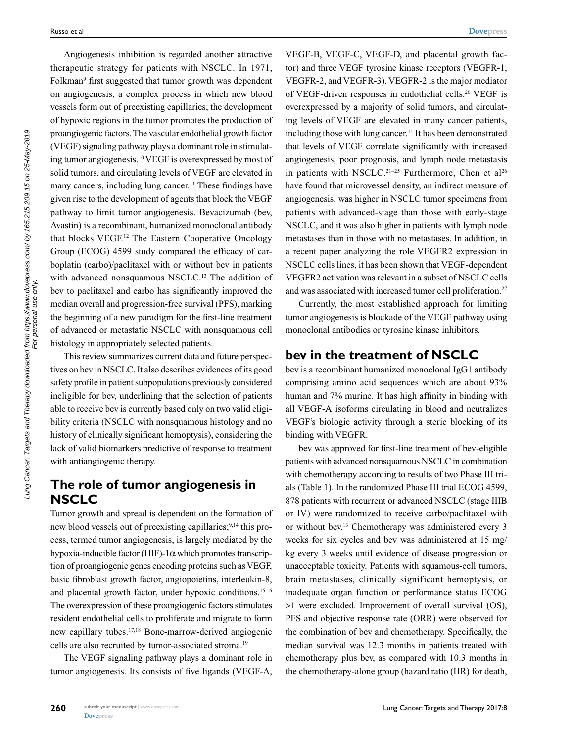Angiogenesis inhibition is regarded another attractive therapeutic strategy for patients with NSCLC. In 1971, Folkman[9] first suggested that tumor growth was dependent on angiogenesis, a complex process in which new blood vessels form out of preexisting capillaries; the development of hypoxic regions in the tumor promotes the production of proangiogenic factors. The vascular endothelial growth factor (VEGF) signaling pathway plays a dominant role in stimulating tumor angiogenesis.[10] VEGF is overexpressed by most of solid tumors, and circulating levels of VEGF are elevated in many cancers, including lung cancer.[11] These findings have given rise to the development of agents that block the VEGF pathway to limit tumor angiogenesis. Bevacizumab (bev, Avastin) is a recombinant, humanized monoclonal antibody that blocks VEGF.[12] The Eastern Cooperative Oncology Group (ECOG) 4599 study compared the efficacy of carboplatin (carbo)/paclitaxel with or without bev in patients with advanced nonsquamous NSCLC.[13] The addition of bev to paclitaxel and carbo has significantly improved the median overall and progression-free survival (PFS), marking the beginning of a new paradigm for the first-line treatment of advanced or metastatic NSCLC with nonsquamous cell histology in appropriately selected patients.

This review summarizes current data and future perspectives on bev in NSCLC. It also describes evidences of its good safety profile in patient subpopulations previously considered ineligible for bev, underlining that the selection of patients able to receive bev is currently based only on two valid eligibility criteria (NSCLC with nonsquamous histology and no history of clinically significant hemoptysis), considering the lack of valid biomarkers predictive of response to treatment with antiangiogenic therapy.

## The role of tumor angiogenesis in NSCLC

Tumor growth and spread is dependent on the formation of new blood vessels out of preexisting capillaries;[9,14] this process, termed tumor angiogenesis, is largely mediated by the hypoxia-inducible factor (HIF)-1$\alpha$ which promotes transcription of proangiogenic genes encoding proteins such as VEGF, basic fibroblast growth factor, angiopoietins, interleukin-8, and placental growth factor, under hypoxic conditions.[15,16] The overexpression of these proangiogenic factors stimulates resident endothelial cells to proliferate and migrate to form new capillary tubes.[17,18] Bone-marrow-derived angiogenic cells are also recruited by tumor-associated stroma.[19]

The VEGF signaling pathway plays a dominant role in tumor angiogenesis. Its consists of five ligands (VEGF-A, VEGF-B, VEGF-C, VEGF-D, and placental growth factor) and three VEGF tyrosine kinase receptors (VEGFR-1, VEGFR-2, and VEGFR-3). VEGFR-2 is the major mediator of VEGF-driven responses in endothelial cells.[20] VEGF is overexpressed by a majority of solid tumors, and circulating levels of VEGF are elevated in many cancer patients, including those with lung cancer.[11] It has been demonstrated that levels of VEGF correlate significantly with increased angiogenesis, poor prognosis, and lymph node metastasis in patients with NSCLC.[21–25] Furthermore, Chen et al[26] have found that microvessel density, an indirect measure of angiogenesis, was higher in NSCLC tumor specimens from patients with advanced-stage than those with early-stage NSCLC, and it was also higher in patients with lymph node metastases than in those with no metastases. In addition, in a recent paper analyzing the role VEGFR2 expression in NSCLC cells lines, it has been shown that VEGF-dependent VEGFR2 activation was relevant in a subset of NSCLC cells and was associated with increased tumor cell proliferation.[27]

Currently, the most established approach for limiting tumor angiogenesis is blockade of the VEGF pathway using monoclonal antibodies or tyrosine kinase inhibitors.

## bev in the treatment of NSCLC

bev is a recombinant humanized monoclonal IgG1 antibody comprising amino acid sequences which are about 93% human and 7% murine. It has high affinity in binding with all VEGF-A isoforms circulating in blood and neutralizes VEGF's biologic activity through a steric blocking of its binding with VEGFR.

bev was approved for first-line treatment of bev-eligible patients with advanced nonsquamous NSCLC in combination with chemotherapy according to results of two Phase III trials (Table 1). In the randomized Phase III trial ECOG 4599, 878 patients with recurrent or advanced NSCLC (stage IIIB or IV) were randomized to receive carbo/paclitaxel with or without bev.[13] Chemotherapy was administered every 3 weeks for six cycles and bev was administered at 15 mg/kg every 3 weeks until evidence of disease progression or unacceptable toxicity. Patients with squamous-cell tumors, brain metastases, clinically significant hemoptysis, or inadequate organ function or performance status ECOG >1 were excluded. Improvement of overall survival (OS), PFS and objective response rate (ORR) were observed for the combination of bev and chemotherapy. Specifically, the median survival was 12.3 months in patients treated with chemotherapy plus bev, as compared with 10.3 months in the chemotherapy-alone group (hazard ratio (HR) for death,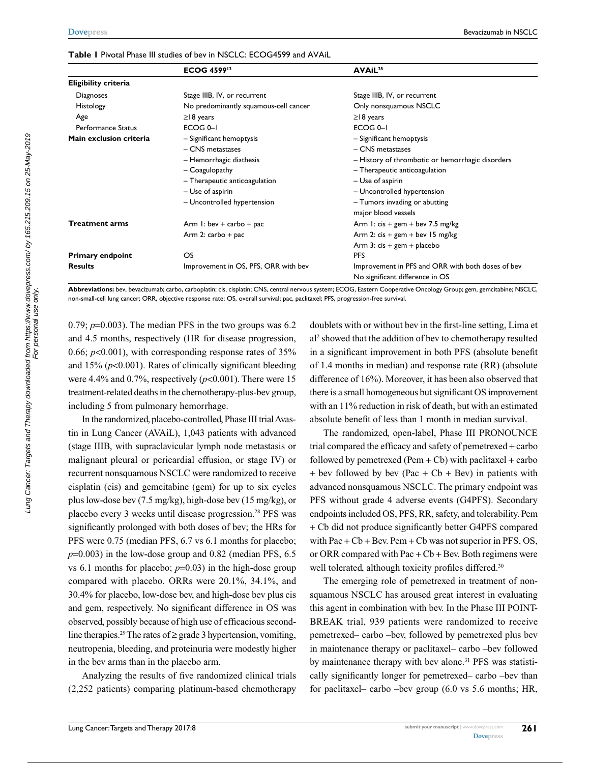**Table 1** Pivotal Phase III studies of bev in NSCLC: ECOG4599 and AVAiL

| | ECOG 4599[13] | AVAiL[28] |
|---|---|---|
| **Eligibility criteria** | | |
| Diagnoses | Stage IIIB, IV, or recurrent | Stage IIIB, IV, or recurrent |
| Histology | No predominantly squamous-cell cancer | Only nonsquamous NSCLC |
| Age | ≥18 years | ≥18 years |
| Performance Status | ECOG 0–1 | ECOG 0–1 |
| **Main exclusion criteria** | – Significant hemoptysis<br>– CNS metastases<br>– Hemorrhagic diathesis<br>– Coagulopathy<br>– Therapeutic anticoagulation<br>– Use of aspirin<br>– Uncontrolled hypertension | – Significant hemoptysis<br>– CNS metastases<br>– History of thrombotic or hemorrhagic disorders<br>– Therapeutic anticoagulation<br>– Use of aspirin<br>– Uncontrolled hypertension<br>– Tumors invading or abutting major blood vessels |
| **Treatment arms** | Arm 1: bev + carbo + pac<br>Arm 2: carbo + pac | Arm 1: cis + gem + bev 7.5 mg/kg<br>Arm 2: cis + gem + bev 15 mg/kg<br>Arm 3: cis + gem + placebo |
| **Primary endpoint** | OS | PFS |
| **Results** | Improvement in OS, PFS, ORR with bev | Improvement in PFS and ORR with both doses of bev<br>No significant difference in OS |

**Abbreviations:** bev, bevacizumab; carbo, carboplatin; cis, cisplatin; CNS, central nervous system; ECOG, Eastern Cooperative Oncology Group; gem, gemcitabine; NSCLC, non-small-cell lung cancer; ORR, objective response rate; OS, overall survival; pac, paclitaxel; PFS, progression-free survival.

0.79; $p$=0.003). The median PFS in the two groups was 6.2 and 4.5 months, respectively (HR for disease progression, 0.66; $p$<0.001), with corresponding response rates of 35% and 15% ($p$<0.001). Rates of clinically significant bleeding were 4.4% and 0.7%, respectively ($p$<0.001). There were 15 treatment-related deaths in the chemotherapy-plus-bev group, including 5 from pulmonary hemorrhage.

In the randomized, placebo-controlled, Phase III trial Avastin in Lung Cancer (AVAiL), 1,043 patients with advanced (stage IIIB, with supraclavicular lymph node metastasis or malignant pleural or pericardial effusion, or stage IV) or recurrent nonsquamous NSCLC were randomized to receive cisplatin (cis) and gemcitabine (gem) for up to six cycles plus low-dose bev (7.5 mg/kg), high-dose bev (15 mg/kg), or placebo every 3 weeks until disease progression.[28] PFS was significantly prolonged with both doses of bev; the HRs for PFS were 0.75 (median PFS, 6.7 vs 6.1 months for placebo; $p$=0.003) in the low-dose group and 0.82 (median PFS, 6.5 vs 6.1 months for placebo; $p$=0.03) in the high-dose group compared with placebo. ORRs were 20.1%, 34.1%, and 30.4% for placebo, low-dose bev, and high-dose bev plus cis and gem, respectively. No significant difference in OS was observed, possibly because of high use of efficacious second-line therapies.[29] The rates of ≥ grade 3 hypertension, vomiting, neutropenia, bleeding, and proteinuria were modestly higher in the bev arms than in the placebo arm.

Analyzing the results of five randomized clinical trials (2,252 patients) comparing platinum-based chemotherapy doublets with or without bev in the first-line setting, Lima et al[2] showed that the addition of bev to chemotherapy resulted in a significant improvement in both PFS (absolute benefit of 1.4 months in median) and response rate (RR) (absolute difference of 16%). Moreover, it has been also observed that there is a small homogeneous but significant OS improvement with an 11% reduction in risk of death, but with an estimated absolute benefit of less than 1 month in median survival.

The randomized, open-label, Phase III PRONOUNCE trial compared the efficacy and safety of pemetrexed + carbo followed by pemetrexed (Pem + Cb) with paclitaxel + carbo + bev followed by bev (Pac + Cb + Bev) in patients with advanced nonsquamous NSCLC. The primary endpoint was PFS without grade 4 adverse events (G4PFS). Secondary endpoints included OS, PFS, RR, safety, and tolerability. Pem + Cb did not produce significantly better G4PFS compared with Pac + Cb + Bev. Pem + Cb was not superior in PFS, OS, or ORR compared with Pac + Cb + Bev. Both regimens were well tolerated, although toxicity profiles differed.[30]

The emerging role of pemetrexed in treatment of nonsquamous NSCLC has aroused great interest in evaluating this agent in combination with bev. In the Phase III POINTBREAK trial, 939 patients were randomized to receive pemetrexed– carbo –bev, followed by pemetrexed plus bev in maintenance therapy or paclitaxel– carbo –bev followed by maintenance therapy with bev alone.[31] PFS was statistically significantly longer for pemetrexed– carbo –bev than for paclitaxel– carbo –bev group (6.0 vs 5.6 months; HR,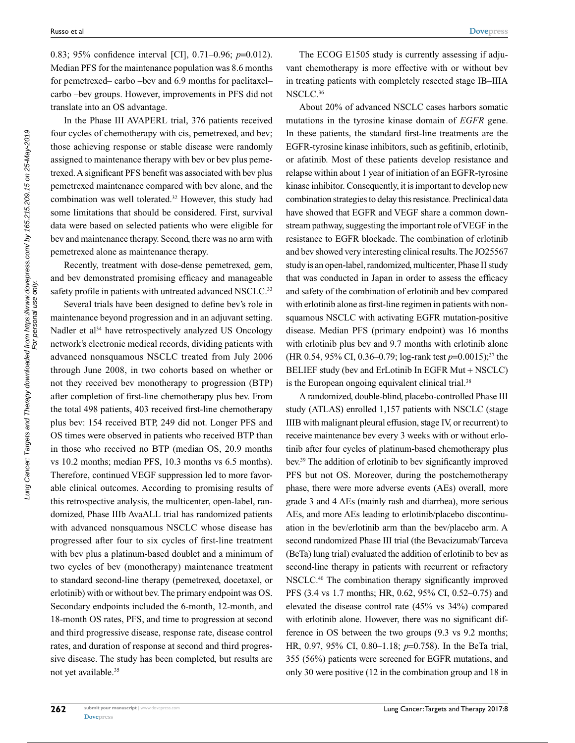0.83; 95% confidence interval [CI], 0.71–0.96; $p=0.012$). Median PFS for the maintenance population was 8.6 months for pemetrexed– carbo –bev and 6.9 months for paclitaxel–carbo –bev groups. However, improvements in PFS did not translate into an OS advantage.

In the Phase III AVAPERL trial, 376 patients received four cycles of chemotherapy with cis, pemetrexed, and bev; those achieving response or stable disease were randomly assigned to maintenance therapy with bev or bev plus pemetrexed. A significant PFS benefit was associated with bev plus pemetrexed maintenance compared with bev alone, and the combination was well tolerated.[32] However, this study had some limitations that should be considered. First, survival data were based on selected patients who were eligible for bev and maintenance therapy. Second, there was no arm with pemetrexed alone as maintenance therapy.

Recently, treatment with dose-dense pemetrexed, gem, and bev demonstrated promising efficacy and manageable safety profile in patients with untreated advanced NSCLC.[33]

Several trials have been designed to define bev's role in maintenance beyond progression and in an adjuvant setting. Nadler et al[34] have retrospectively analyzed US Oncology network's electronic medical records, dividing patients with advanced nonsquamous NSCLC treated from July 2006 through June 2008, in two cohorts based on whether or not they received bev monotherapy to progression (BTP) after completion of first-line chemotherapy plus bev. From the total 498 patients, 403 received first-line chemotherapy plus bev: 154 received BTP, 249 did not. Longer PFS and OS times were observed in patients who received BTP than in those who received no BTP (median OS, 20.9 months vs 10.2 months; median PFS, 10.3 months vs 6.5 months). Therefore, continued VEGF suppression led to more favorable clinical outcomes. According to promising results of this retrospective analysis, the multicenter, open-label, randomized, Phase IIIb AvaALL trial has randomized patients with advanced nonsquamous NSCLC whose disease has progressed after four to six cycles of first-line treatment with bev plus a platinum-based doublet and a minimum of two cycles of bev (monotherapy) maintenance treatment to standard second-line therapy (pemetrexed, docetaxel, or erlotinib) with or without bev. The primary endpoint was OS. Secondary endpoints included the 6-month, 12-month, and 18-month OS rates, PFS, and time to progression at second and third progressive disease, response rate, disease control rates, and duration of response at second and third progressive disease. The study has been completed, but results are not yet available.[35]

The ECOG E1505 study is currently assessing if adjuvant chemotherapy is more effective with or without bev in treating patients with completely resected stage IB–IIIA NSCLC.[36]

About 20% of advanced NSCLC cases harbors somatic mutations in the tyrosine kinase domain of *EGFR* gene. In these patients, the standard first-line treatments are the EGFR-tyrosine kinase inhibitors, such as gefitinib, erlotinib, or afatinib. Most of these patients develop resistance and relapse within about 1 year of initiation of an EGFR-tyrosine kinase inhibitor. Consequently, it is important to develop new combination strategies to delay this resistance. Preclinical data have showed that EGFR and VEGF share a common downstream pathway, suggesting the important role of VEGF in the resistance to EGFR blockade. The combination of erlotinib and bev showed very interesting clinical results. The JO25567 study is an open-label, randomized, multicenter, Phase II study that was conducted in Japan in order to assess the efficacy and safety of the combination of erlotinib and bev compared with erlotinib alone as first-line regimen in patients with nonsquamous NSCLC with activating EGFR mutation-positive disease. Median PFS (primary endpoint) was 16 months with erlotinib plus bev and 9.7 months with erlotinib alone (HR 0.54, 95% CI, 0.36–0.79; log-rank test $p=0.0015$);[37] the BELIEF study (bev and ErLotinib In EGFR Mut + NSCLC) is the European ongoing equivalent clinical trial.[38]

A randomized, double-blind, placebo-controlled Phase III study (ATLAS) enrolled 1,157 patients with NSCLC (stage IIIB with malignant pleural effusion, stage IV, or recurrent) to receive maintenance bev every 3 weeks with or without erlotinib after four cycles of platinum-based chemotherapy plus bev.[39] The addition of erlotinib to bev significantly improved PFS but not OS. Moreover, during the postchemotherapy phase, there were more adverse events (AEs) overall, more grade 3 and 4 AEs (mainly rash and diarrhea), more serious AEs, and more AEs leading to erlotinib/placebo discontinuation in the bev/erlotinib arm than the bev/placebo arm. A second randomized Phase III trial (the Bevacizumab/Tarceva (BeTa) lung trial) evaluated the addition of erlotinib to bev as second-line therapy in patients with recurrent or refractory NSCLC.[40] The combination therapy significantly improved PFS (3.4 vs 1.7 months; HR, 0.62, 95% CI, 0.52–0.75) and elevated the disease control rate (45% vs 34%) compared with erlotinib alone. However, there was no significant difference in OS between the two groups (9.3 vs 9.2 months; HR, 0.97, 95% CI, 0.80–1.18; $p=0.758$). In the BeTa trial, 355 (56%) patients were screened for EGFR mutations, and only 30 were positive (12 in the combination group and 18 in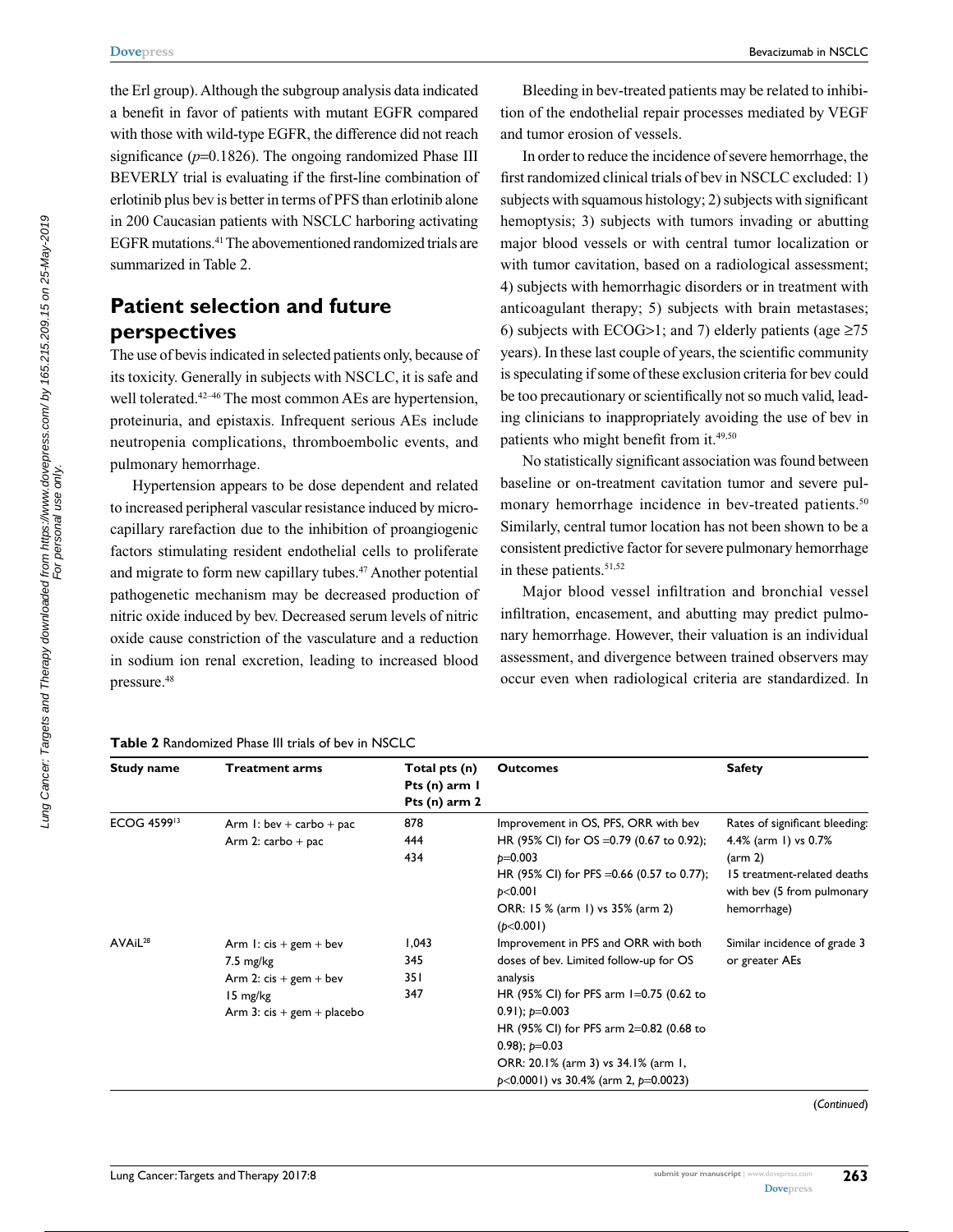the Erl group). Although the subgroup analysis data indicated a benefit in favor of patients with mutant EGFR compared with those with wild-type EGFR, the difference did not reach significance ($p$=0.1826). The ongoing randomized Phase III BEVERLY trial is evaluating if the first-line combination of erlotinib plus bev is better in terms of PFS than erlotinib alone in 200 Caucasian patients with NSCLC harboring activating EGFR mutations.[41] The abovementioned randomized trials are summarized in Table 2.

## Patient selection and future perspectives

The use of bevis indicated in selected patients only, because of its toxicity. Generally in subjects with NSCLC, it is safe and well tolerated.[42–46] The most common AEs are hypertension, proteinuria, and epistaxis. Infrequent serious AEs include neutropenia complications, thromboembolic events, and pulmonary hemorrhage.

Hypertension appears to be dose dependent and related to increased peripheral vascular resistance induced by microcapillary rarefaction due to the inhibition of proangiogenic factors stimulating resident endothelial cells to proliferate and migrate to form new capillary tubes.[47] Another potential pathogenetic mechanism may be decreased production of nitric oxide induced by bev. Decreased serum levels of nitric oxide cause constriction of the vasculature and a reduction in sodium ion renal excretion, leading to increased blood pressure.[48]

Bleeding in bev-treated patients may be related to inhibition of the endothelial repair processes mediated by VEGF and tumor erosion of vessels.

In order to reduce the incidence of severe hemorrhage, the first randomized clinical trials of bev in NSCLC excluded: 1) subjects with squamous histology; 2) subjects with significant hemoptysis; 3) subjects with tumors invading or abutting major blood vessels or with central tumor localization or with tumor cavitation, based on a radiological assessment; 4) subjects with hemorrhagic disorders or in treatment with anticoagulant therapy; 5) subjects with brain metastases; 6) subjects with ECOG>1; and 7) elderly patients (age ≥75 years). In these last couple of years, the scientific community is speculating if some of these exclusion criteria for bev could be too precautionary or scientifically not so much valid, leading clinicians to inappropriately avoiding the use of bev in patients who might benefit from it.[49,50]

No statistically significant association was found between baseline or on-treatment cavitation tumor and severe pulmonary hemorrhage incidence in bev-treated patients.[50] Similarly, central tumor location has not been shown to be a consistent predictive factor for severe pulmonary hemorrhage in these patients.[51,52]

Major blood vessel infiltration and bronchial vessel infiltration, encasement, and abutting may predict pulmonary hemorrhage. However, their valuation is an individual assessment, and divergence between trained observers may occur even when radiological criteria are standardized. In

**Table 2** Randomized Phase III trials of bev in NSCLC

| Study name | Treatment arms | Total pts (n)<br>Pts (n) arm 1<br>Pts (n) arm 2 | Outcomes | Safety |
|---|---|---|---|---|
| ECOG 4599[13] | Arm 1: bev + carbo + pac<br>Arm 2: carbo + pac | 878<br>444<br>434 | Improvement in OS, PFS, ORR with bev<br>HR (95% CI) for OS =0.79 (0.67 to 0.92); $p$=0.003<br>HR (95% CI) for PFS =0.66 (0.57 to 0.77); $p$<0.001<br>ORR: 15 % (arm 1) vs 35% (arm 2) ($p$<0.001) | Rates of significant bleeding: 4.4% (arm 1) vs 0.7% (arm 2)<br>15 treatment-related deaths with bev (5 from pulmonary hemorrhage) |
| AVAiL[28] | Arm 1: cis + gem + bev 7.5 mg/kg<br>Arm 2: cis + gem + bev 15 mg/kg<br>Arm 3: cis + gem + placebo | 1,043<br>345<br>351<br>347 | Improvement in PFS and ORR with both doses of bev. Limited follow-up for OS analysis<br>HR (95% CI) for PFS arm 1=0.75 (0.62 to 0.91); $p$=0.003<br>HR (95% CI) for PFS arm 2=0.82 (0.68 to 0.98); $p$=0.03<br>ORR: 20.1% (arm 3) vs 34.1% (arm 1, $p$<0.0001) vs 30.4% (arm 2, $p$=0.0023) | Similar incidence of grade 3 or greater AEs |

(*Continued*)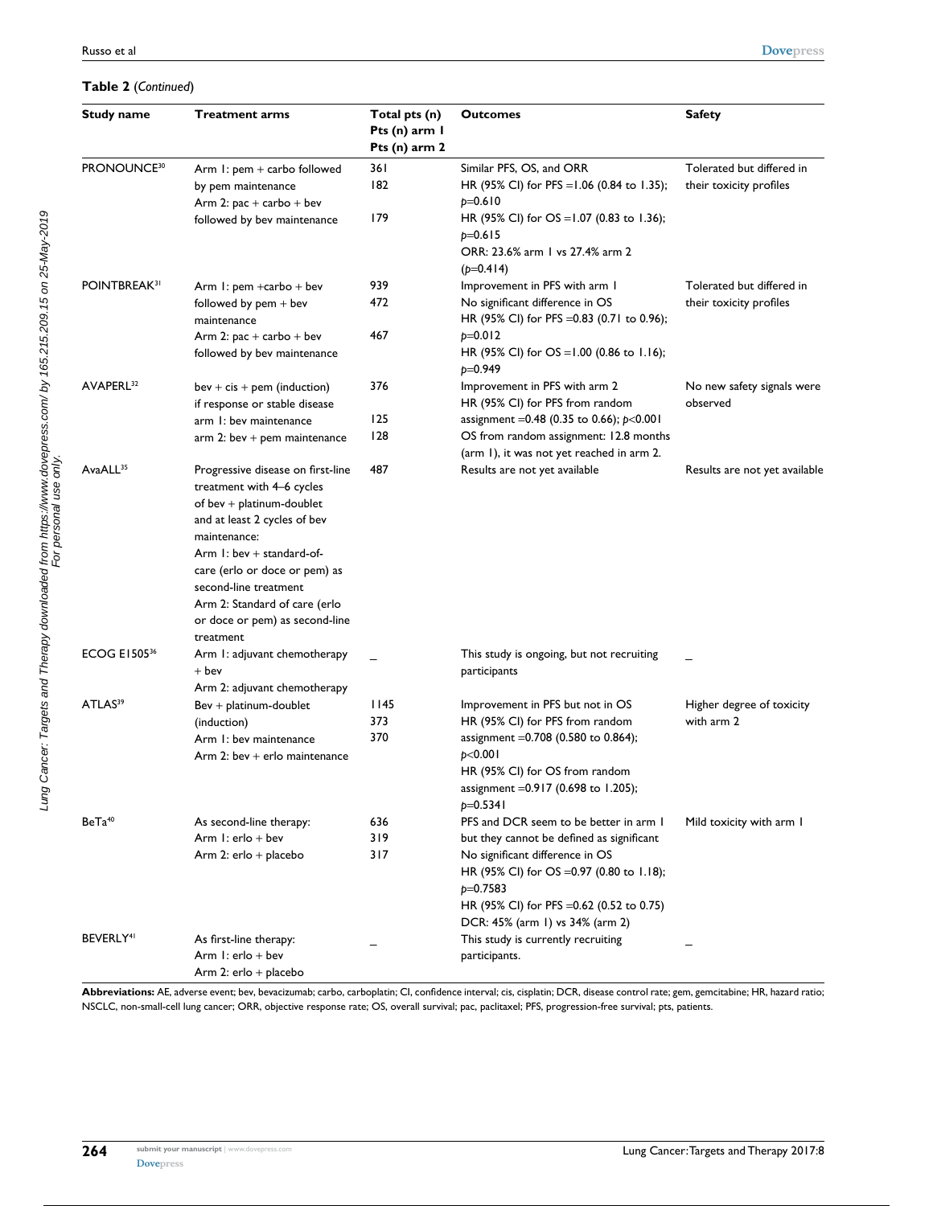**Table 2** (*Continued*)

| Study name | Treatment arms | Total pts (n) Pts (n) arm 1 Pts (n) arm 2 | Outcomes | Safety |
|---|---|---|---|---|
| PRONOUNCE[30] | Arm 1: pem + carbo followed by pem maintenance<br>Arm 2: pac + carbo + bev followed by bev maintenance | 361<br>182<br>179 | Similar PFS, OS, and ORR<br>HR (95% CI) for PFS =1.06 (0.84 to 1.35); $p$=0.610<br>HR (95% CI) for OS =1.07 (0.83 to 1.36); $p$=0.615<br>ORR: 23.6% arm 1 vs 27.4% arm 2 ($p$=0.414) | Tolerated but differed in their toxicity profiles |
| POINTBREAK[31] | Arm 1: pem +carbo + bev followed by pem + bev maintenance<br>Arm 2: pac + carbo + bev followed by bev maintenance | 939<br>472<br>467 | Improvement in PFS with arm 1<br>No significant difference in OS<br>HR (95% CI) for PFS =0.83 (0.71 to 0.96); $p$=0.012<br>HR (95% CI) for OS =1.00 (0.86 to 1.16); $p$=0.949 | Tolerated but differed in their toxicity profiles |
| AVAPERL[32] | bev + cis + pem (induction) if response or stable disease<br>arm 1: bev maintenance<br>arm 2: bev + pem maintenance | 376<br>125<br>128 | Improvement in PFS with arm 2<br>HR (95% CI) for PFS from random assignment =0.48 (0.35 to 0.66); $p$<0.001<br>OS from random assignment: 12.8 months (arm 1), it was not yet reached in arm 2. | No new safety signals were observed |
| AvaALL[35] | Progressive disease on first-line treatment with 4–6 cycles of bev + platinum-doublet and at least 2 cycles of bev maintenance:<br>Arm 1: bev + standard-of-care (erlo or doce or pem) as second-line treatment<br>Arm 2: Standard of care (erlo or doce or pem) as second-line treatment | 487 | Results are not yet available | Results are not yet available |
| ECOG E1505[36] | Arm 1: adjuvant chemotherapy + bev<br>Arm 2: adjuvant chemotherapy | – | This study is ongoing, but not recruiting participants | – |
| ATLAS[39] | Bev + platinum-doublet (induction)<br>Arm 1: bev maintenance<br>Arm 2: bev + erlo maintenance | 1145<br>373<br>370 | Improvement in PFS but not in OS<br>HR (95% CI) for PFS from random assignment =0.708 (0.580 to 0.864); $p$<0.001<br>HR (95% CI) for OS from random assignment =0.917 (0.698 to 1.205); $p$=0.5341 | Higher degree of toxicity with arm 2 |
| BeTa[40] | As second-line therapy:<br>Arm 1: erlo + bev<br>Arm 2: erlo + placebo | 636<br>319<br>317 | PFS and DCR seem to be better in arm 1 but they cannot be defined as significant<br>No significant difference in OS<br>HR (95% CI) for OS =0.97 (0.80 to 1.18); $p$=0.7583<br>HR (95% CI) for PFS =0.62 (0.52 to 0.75)<br>DCR: 45% (arm 1) vs 34% (arm 2) | Mild toxicity with arm 1 |
| BEVERLY[41] | As first-line therapy:<br>Arm 1: erlo + bev<br>Arm 2: erlo + placebo | – | This study is currently recruiting participants. | – |

**Abbreviations:** AE, adverse event; bev, bevacizumab; carbo, carboplatin; CI, confidence interval; cis, cisplatin; DCR, disease control rate; gem, gemcitabine; HR, hazard ratio; NSCLC, non-small-cell lung cancer; ORR, objective response rate; OS, overall survival; pac, paclitaxel; PFS, progression-free survival; pts, patients.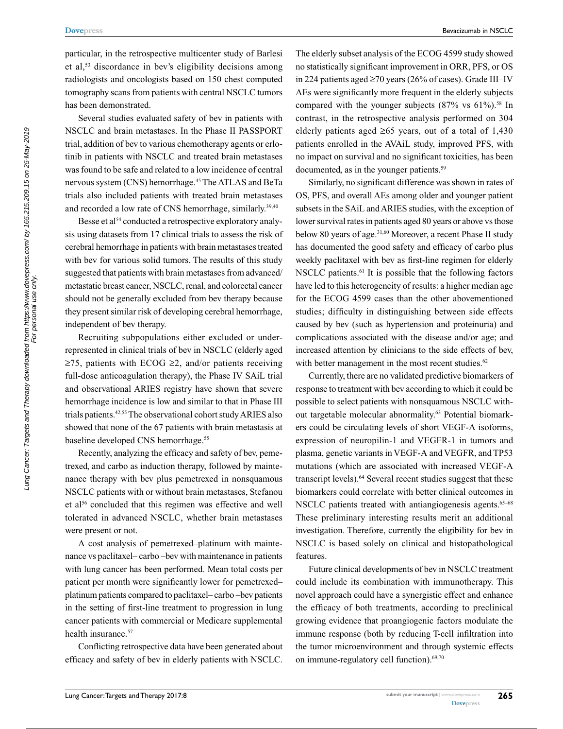particular, in the retrospective multicenter study of Barlesi et al,[53] discordance in bev's eligibility decisions among radiologists and oncologists based on 150 chest computed tomography scans from patients with central NSCLC tumors has been demonstrated.

Several studies evaluated safety of bev in patients with NSCLC and brain metastases. In the Phase II PASSPORT trial, addition of bev to various chemotherapy agents or erlotinib in patients with NSCLC and treated brain metastases was found to be safe and related to a low incidence of central nervous system (CNS) hemorrhage.[45] The ATLAS and BeTa trials also included patients with treated brain metastases and recorded a low rate of CNS hemorrhage, similarly.[39,40]

Besse et al[54] conducted a retrospective exploratory analysis using datasets from 17 clinical trials to assess the risk of cerebral hemorrhage in patients with brain metastases treated with bev for various solid tumors. The results of this study suggested that patients with brain metastases from advanced/metastatic breast cancer, NSCLC, renal, and colorectal cancer should not be generally excluded from bev therapy because they present similar risk of developing cerebral hemorrhage, independent of bev therapy.

Recruiting subpopulations either excluded or underrepresented in clinical trials of bev in NSCLC (elderly aged ≥75, patients with ECOG ≥2, and/or patients receiving full-dose anticoagulation therapy), the Phase IV SAiL trial and observational ARIES registry have shown that severe hemorrhage incidence is low and similar to that in Phase III trials patients.[42,55] The observational cohort study ARIES also showed that none of the 67 patients with brain metastasis at baseline developed CNS hemorrhage.[55]

Recently, analyzing the efficacy and safety of bev, pemetrexed, and carbo as induction therapy, followed by maintenance therapy with bev plus pemetrexed in nonsquamous NSCLC patients with or without brain metastases, Stefanou et al[56] concluded that this regimen was effective and well tolerated in advanced NSCLC, whether brain metastases were present or not.

A cost analysis of pemetrexed–platinum with maintenance vs paclitaxel– carbo –bev with maintenance in patients with lung cancer has been performed. Mean total costs per patient per month were significantly lower for pemetrexed–platinum patients compared to paclitaxel– carbo –bev patients in the setting of first-line treatment to progression in lung cancer patients with commercial or Medicare supplemental health insurance.[57]

Conflicting retrospective data have been generated about efficacy and safety of bev in elderly patients with NSCLC. The elderly subset analysis of the ECOG 4599 study showed no statistically significant improvement in ORR, PFS, or OS in 224 patients aged ≥70 years (26% of cases). Grade III–IV AEs were significantly more frequent in the elderly subjects compared with the younger subjects (87% vs 61%).[58] In contrast, in the retrospective analysis performed on 304 elderly patients aged ≥65 years, out of a total of 1,430 patients enrolled in the AVAiL study, improved PFS, with no impact on survival and no significant toxicities, has been documented, as in the younger patients.[59]

Similarly, no significant difference was shown in rates of OS, PFS, and overall AEs among older and younger patient subsets in the SAiL and ARIES studies, with the exception of lower survival rates in patients aged 80 years or above vs those below 80 years of age.[31,60] Moreover, a recent Phase II study has documented the good safety and efficacy of carbo plus weekly paclitaxel with bev as first-line regimen for elderly NSCLC patients.[61] It is possible that the following factors have led to this heterogeneity of results: a higher median age for the ECOG 4599 cases than the other abovementioned studies; difficulty in distinguishing between side effects caused by bev (such as hypertension and proteinuria) and complications associated with the disease and/or age; and increased attention by clinicians to the side effects of bev, with better management in the most recent studies.[62]

Currently, there are no validated predictive biomarkers of response to treatment with bev according to which it could be possible to select patients with nonsquamous NSCLC without targetable molecular abnormality.[63] Potential biomarkers could be circulating levels of short VEGF-A isoforms, expression of neuropilin-1 and VEGFR-1 in tumors and plasma, genetic variants in VEGF-A and VEGFR, and TP53 mutations (which are associated with increased VEGF-A transcript levels).[64] Several recent studies suggest that these biomarkers could correlate with better clinical outcomes in NSCLC patients treated with antiangiogenesis agents.[65–68] These preliminary interesting results merit an additional investigation. Therefore, currently the eligibility for bev in NSCLC is based solely on clinical and histopathological features.

Future clinical developments of bev in NSCLC treatment could include its combination with immunotherapy. This novel approach could have a synergistic effect and enhance the efficacy of both treatments, according to preclinical growing evidence that proangiogenic factors modulate the immune response (both by reducing T-cell infiltration into the tumor microenvironment and through systemic effects on immune-regulatory cell function).[69,70]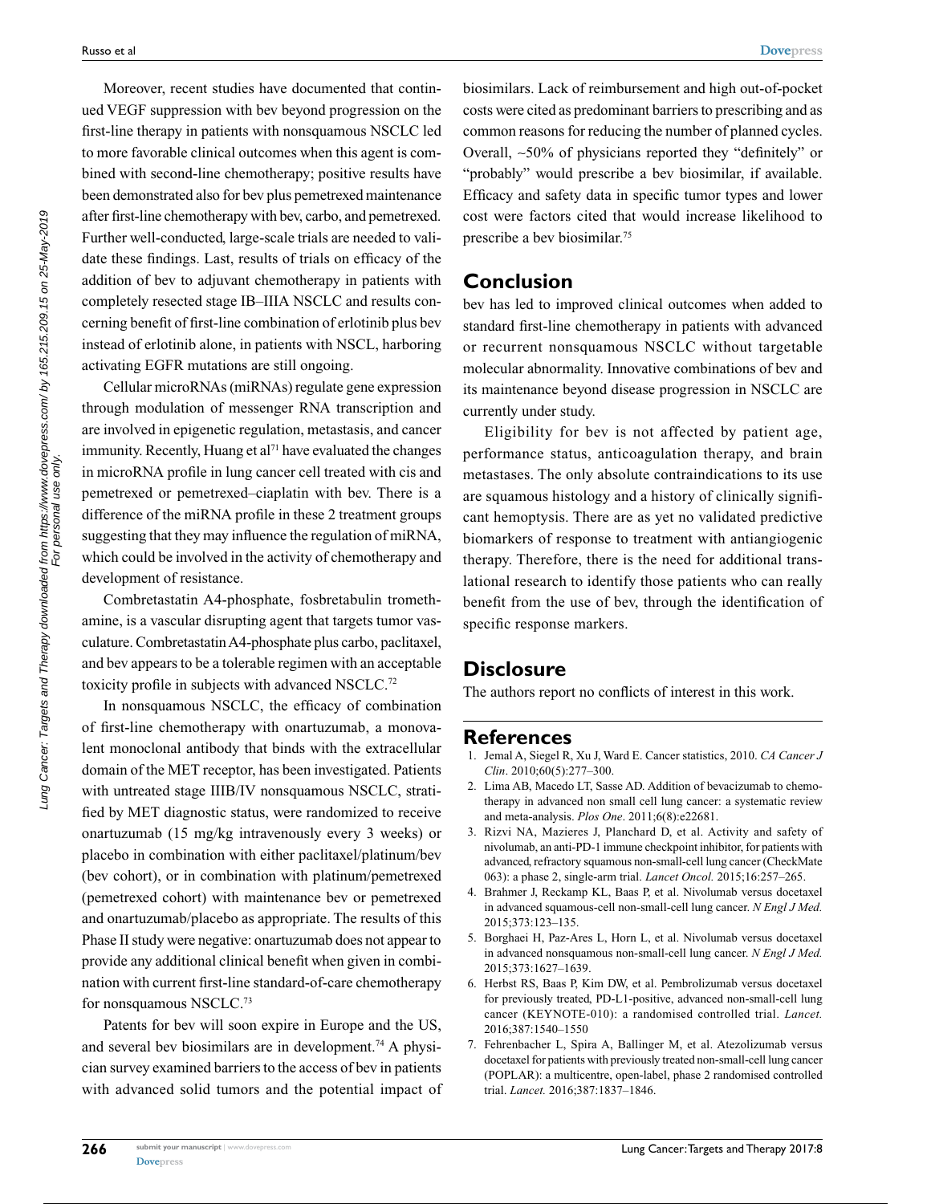Moreover, recent studies have documented that continued VEGF suppression with bev beyond progression on the first-line therapy in patients with nonsquamous NSCLC led to more favorable clinical outcomes when this agent is combined with second-line chemotherapy; positive results have been demonstrated also for bev plus pemetrexed maintenance after first-line chemotherapy with bev, carbo, and pemetrexed. Further well-conducted, large-scale trials are needed to validate these findings. Last, results of trials on efficacy of the addition of bev to adjuvant chemotherapy in patients with completely resected stage IB–IIIA NSCLC and results concerning benefit of first-line combination of erlotinib plus bev instead of erlotinib alone, in patients with NSCL, harboring activating EGFR mutations are still ongoing.

Cellular microRNAs (miRNAs) regulate gene expression through modulation of messenger RNA transcription and are involved in epigenetic regulation, metastasis, and cancer immunity. Recently, Huang et al[71] have evaluated the changes in microRNA profile in lung cancer cell treated with cis and pemetrexed or pemetrexed–ciaplatin with bev. There is a difference of the miRNA profile in these 2 treatment groups suggesting that they may influence the regulation of miRNA, which could be involved in the activity of chemotherapy and development of resistance.

Combretastatin A4-phosphate, fosbretabulin tromethamine, is a vascular disrupting agent that targets tumor vasculature. Combretastatin A4-phosphate plus carbo, paclitaxel, and bev appears to be a tolerable regimen with an acceptable toxicity profile in subjects with advanced NSCLC.[72]

In nonsquamous NSCLC, the efficacy of combination of first-line chemotherapy with onartuzumab, a monovalent monoclonal antibody that binds with the extracellular domain of the MET receptor, has been investigated. Patients with untreated stage IIIB/IV nonsquamous NSCLC, stratified by MET diagnostic status, were randomized to receive onartuzumab (15 mg/kg intravenously every 3 weeks) or placebo in combination with either paclitaxel/platinum/bev (bev cohort), or in combination with platinum/pemetrexed (pemetrexed cohort) with maintenance bev or pemetrexed and onartuzumab/placebo as appropriate. The results of this Phase II study were negative: onartuzumab does not appear to provide any additional clinical benefit when given in combination with current first-line standard-of-care chemotherapy for nonsquamous NSCLC.[73]

Patents for bev will soon expire in Europe and the US, and several bev biosimilars are in development.[74] A physician survey examined barriers to the access of bev in patients with advanced solid tumors and the potential impact of biosimilars. Lack of reimbursement and high out-of-pocket costs were cited as predominant barriers to prescribing and as common reasons for reducing the number of planned cycles. Overall, ~50% of physicians reported they "definitely" or "probably" would prescribe a bev biosimilar, if available. Efficacy and safety data in specific tumor types and lower cost were factors cited that would increase likelihood to prescribe a bev biosimilar.[75]

## Conclusion

bev has led to improved clinical outcomes when added to standard first-line chemotherapy in patients with advanced or recurrent nonsquamous NSCLC without targetable molecular abnormality. Innovative combinations of bev and its maintenance beyond disease progression in NSCLC are currently under study.

Eligibility for bev is not affected by patient age, performance status, anticoagulation therapy, and brain metastases. The only absolute contraindications to its use are squamous histology and a history of clinically significant hemoptysis. There are as yet no validated predictive biomarkers of response to treatment with antiangiogenic therapy. Therefore, there is the need for additional translational research to identify those patients who can really benefit from the use of bev, through the identification of specific response markers.

## Disclosure

The authors report no conflicts of interest in this work.

## References

1. Jemal A, Siegel R, Xu J, Ward E. Cancer statistics, 2010. *CA Cancer J Clin*. 2010;60(5):277–300.
2. Lima AB, Macedo LT, Sasse AD. Addition of bevacizumab to chemotherapy in advanced non small cell lung cancer: a systematic review and meta-analysis. *Plos One*. 2011;6(8):e22681.
3. Rizvi NA, Mazieres J, Planchard D, et al. Activity and safety of nivolumab, an anti-PD-1 immune checkpoint inhibitor, for patients with advanced, refractory squamous non-small-cell lung cancer (CheckMate 063): a phase 2, single-arm trial. *Lancet Oncol.* 2015;16:257–265.
4. Brahmer J, Reckamp KL, Baas P, et al. Nivolumab versus docetaxel in advanced squamous-cell non-small-cell lung cancer. *N Engl J Med.* 2015;373:123–135.
5. Borghaei H, Paz-Ares L, Horn L, et al. Nivolumab versus docetaxel in advanced nonsquamous non-small-cell lung cancer. *N Engl J Med.* 2015;373:1627–1639.
6. Herbst RS, Baas P, Kim DW, et al. Pembrolizumab versus docetaxel for previously treated, PD-L1-positive, advanced non-small-cell lung cancer (KEYNOTE-010): a randomised controlled trial. *Lancet.* 2016;387:1540–1550
7. Fehrenbacher L, Spira A, Ballinger M, et al. Atezolizumab versus docetaxel for patients with previously treated non-small-cell lung cancer (POPLAR): a multicentre, open-label, phase 2 randomised controlled trial. *Lancet.* 2016;387:1837–1846.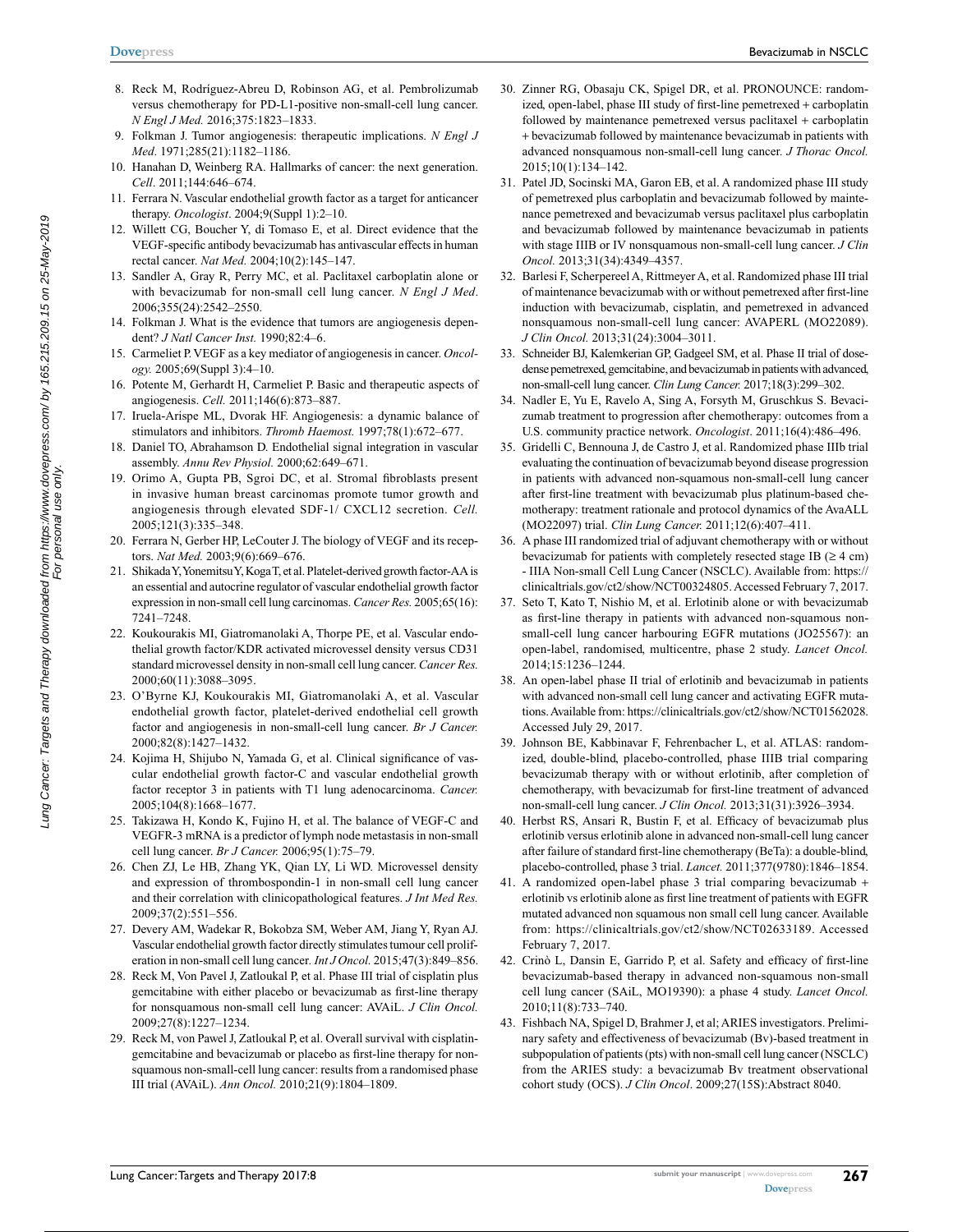8. Reck M, Rodríguez-Abreu D, Robinson AG, et al. Pembrolizumab versus chemotherapy for PD-L1-positive non-small-cell lung cancer. *N Engl J Med.* 2016;375:1823–1833.
9. Folkman J. Tumor angiogenesis: therapeutic implications. *N Engl J Med*. 1971;285(21):1182–1186.
10. Hanahan D, Weinberg RA. Hallmarks of cancer: the next generation. *Cell*. 2011;144:646–674.
11. Ferrara N. Vascular endothelial growth factor as a target for anticancer therapy. *Oncologist*. 2004;9(Suppl 1):2–10.
12. Willett CG, Boucher Y, di Tomaso E, et al. Direct evidence that the VEGF-specific antibody bevacizumab has antivascular effects in human rectal cancer. *Nat Med.* 2004;10(2):145–147.
13. Sandler A, Gray R, Perry MC, et al. Paclitaxel carboplatin alone or with bevacizumab for non-small cell lung cancer. *N Engl J Med*. 2006;355(24):2542–2550.
14. Folkman J. What is the evidence that tumors are angiogenesis dependent? *J Natl Cancer Inst.* 1990;82:4–6.
15. Carmeliet P. VEGF as a key mediator of angiogenesis in cancer. *Oncology.* 2005;69(Suppl 3):4–10.
16. Potente M, Gerhardt H, Carmeliet P. Basic and therapeutic aspects of angiogenesis. *Cell.* 2011;146(6):873–887.
17. Iruela-Arispe ML, Dvorak HF. Angiogenesis: a dynamic balance of stimulators and inhibitors. *Thromb Haemost.* 1997;78(1):672–677.
18. Daniel TO, Abrahamson D. Endothelial signal integration in vascular assembly. *Annu Rev Physiol.* 2000;62:649–671.
19. Orimo A, Gupta PB, Sgroi DC, et al. Stromal fibroblasts present in invasive human breast carcinomas promote tumor growth and angiogenesis through elevated SDF-1/ CXCL12 secretion. *Cell.* 2005;121(3):335–348.
20. Ferrara N, Gerber HP, LeCouter J. The biology of VEGF and its receptors. *Nat Med.* 2003;9(6):669–676.
21. Shikada Y, Yonemitsu Y, Koga T, et al. Platelet-derived growth factor-AA is an essential and autocrine regulator of vascular endothelial growth factor expression in non-small cell lung carcinomas. *Cancer Res.* 2005;65(16):7241–7248.
22. Koukourakis MI, Giatromanolaki A, Thorpe PE, et al. Vascular endothelial growth factor/KDR activated microvessel density versus CD31 standard microvessel density in non-small cell lung cancer. *Cancer Res.* 2000;60(11):3088–3095.
23. O'Byrne KJ, Koukourakis MI, Giatromanolaki A, et al. Vascular endothelial growth factor, platelet-derived endothelial cell growth factor and angiogenesis in non-small-cell lung cancer. *Br J Cancer.* 2000;82(8):1427–1432.
24. Kojima H, Shijubo N, Yamada G, et al. Clinical significance of vascular endothelial growth factor-C and vascular endothelial growth factor receptor 3 in patients with T1 lung adenocarcinoma. *Cancer.* 2005;104(8):1668–1677.
25. Takizawa H, Kondo K, Fujino H, et al. The balance of VEGF-C and VEGFR-3 mRNA is a predictor of lymph node metastasis in non-small cell lung cancer. *Br J Cancer.* 2006;95(1):75–79.
26. Chen ZJ, Le HB, Zhang YK, Qian LY, Li WD. Microvessel density and expression of thrombospondin-1 in non-small cell lung cancer and their correlation with clinicopathological features. *J Int Med Res.* 2009;37(2):551–556.
27. Devery AM, Wadekar R, Bokobza SM, Weber AM, Jiang Y, Ryan AJ. Vascular endothelial growth factor directly stimulates tumour cell proliferation in non-small cell lung cancer. *Int J Oncol.* 2015;47(3):849–856.
28. Reck M, Von Pavel J, Zatloukal P, et al. Phase III trial of cisplatin plus gemcitabine with either placebo or bevacizumab as first-line therapy for nonsquamous non-small cell lung cancer: AVAiL. *J Clin Oncol.* 2009;27(8):1227–1234.
29. Reck M, von Pawel J, Zatloukal P, et al. Overall survival with cisplatin-gemcitabine and bevacizumab or placebo as first-line therapy for nonsquamous non-small-cell lung cancer: results from a randomised phase III trial (AVAiL). *Ann Oncol.* 2010;21(9):1804–1809.
30. Zinner RG, Obasaju CK, Spigel DR, et al. PRONOUNCE: randomized, open-label, phase III study of first-line pemetrexed + carboplatin followed by maintenance pemetrexed versus paclitaxel + carboplatin + bevacizumab followed by maintenance bevacizumab in patients with advanced nonsquamous non-small-cell lung cancer. *J Thorac Oncol.* 2015;10(1):134–142.
31. Patel JD, Socinski MA, Garon EB, et al. A randomized phase III study of pemetrexed plus carboplatin and bevacizumab followed by maintenance pemetrexed and bevacizumab versus paclitaxel plus carboplatin and bevacizumab followed by maintenance bevacizumab in patients with stage IIIB or IV nonsquamous non-small-cell lung cancer. *J Clin Oncol.* 2013;31(34):4349–4357.
32. Barlesi F, Scherpereel A, Rittmeyer A, et al. Randomized phase III trial of maintenance bevacizumab with or without pemetrexed after first-line induction with bevacizumab, cisplatin, and pemetrexed in advanced nonsquamous non-small-cell lung cancer: AVAPERL (MO22089). *J Clin Oncol.* 2013;31(24):3004–3011.
33. Schneider BJ, Kalemkerian GP, Gadgeel SM, et al. Phase II trial of dose-dense pemetrexed, gemcitabine, and bevacizumab in patients with advanced, non-small-cell lung cancer. *Clin Lung Cancer.* 2017;18(3):299–302.
34. Nadler E, Yu E, Ravelo A, Sing A, Forsyth M, Gruschkus S. Bevacizumab treatment to progression after chemotherapy: outcomes from a U.S. community practice network. *Oncologist*. 2011;16(4):486–496.
35. Gridelli C, Bennouna J, de Castro J, et al. Randomized phase IIIb trial evaluating the continuation of bevacizumab beyond disease progression in patients with advanced non-squamous non-small-cell lung cancer after first-line treatment with bevacizumab plus platinum-based chemotherapy: treatment rationale and protocol dynamics of the AvaALL (MO22097) trial. *Clin Lung Cancer.* 2011;12(6):407–411.
36. A phase III randomized trial of adjuvant chemotherapy with or without bevacizumab for patients with completely resected stage IB (≥ 4 cm) - IIIA Non-small Cell Lung Cancer (NSCLC). Available from: https://clinicaltrials.gov/ct2/show/NCT00324805. Accessed February 7, 2017.
37. Seto T, Kato T, Nishio M, et al. Erlotinib alone or with bevacizumab as first-line therapy in patients with advanced non-squamous non-small-cell lung cancer harbouring EGFR mutations (JO25567): an open-label, randomised, multicentre, phase 2 study. *Lancet Oncol.* 2014;15:1236–1244.
38. An open-label phase II trial of erlotinib and bevacizumab in patients with advanced non-small cell lung cancer and activating EGFR mutations. Available from: https://clinicaltrials.gov/ct2/show/NCT01562028. Accessed July 29, 2017.
39. Johnson BE, Kabbinavar F, Fehrenbacher L, et al. ATLAS: randomized, double-blind, placebo-controlled, phase IIIB trial comparing bevacizumab therapy with or without erlotinib, after completion of chemotherapy, with bevacizumab for first-line treatment of advanced non-small-cell lung cancer. *J Clin Oncol.* 2013;31(31):3926–3934.
40. Herbst RS, Ansari R, Bustin F, et al. Efficacy of bevacizumab plus erlotinib versus erlotinib alone in advanced non-small-cell lung cancer after failure of standard first-line chemotherapy (BeTa): a double-blind, placebo-controlled, phase 3 trial. *Lancet.* 2011;377(9780):1846–1854.
41. A randomized open-label phase 3 trial comparing bevacizumab + erlotinib vs erlotinib alone as first line treatment of patients with EGFR mutated advanced non squamous non small cell lung cancer. Available from: https://clinicaltrials.gov/ct2/show/NCT02633189. Accessed February 7, 2017.
42. Crinò L, Dansin E, Garrido P, et al. Safety and efficacy of first-line bevacizumab-based therapy in advanced non-squamous non-small cell lung cancer (SAiL, MO19390): a phase 4 study. *Lancet Oncol.* 2010;11(8):733–740.
43. Fishbach NA, Spigel D, Brahmer J, et al; ARIES investigators. Preliminary safety and effectiveness of bevacizumab (Bv)-based treatment in subpopulation of patients (pts) with non-small cell lung cancer (NSCLC) from the ARIES study: a bevacizumab Bv treatment observational cohort study (OCS). *J Clin Oncol*. 2009;27(15S):Abstract 8040.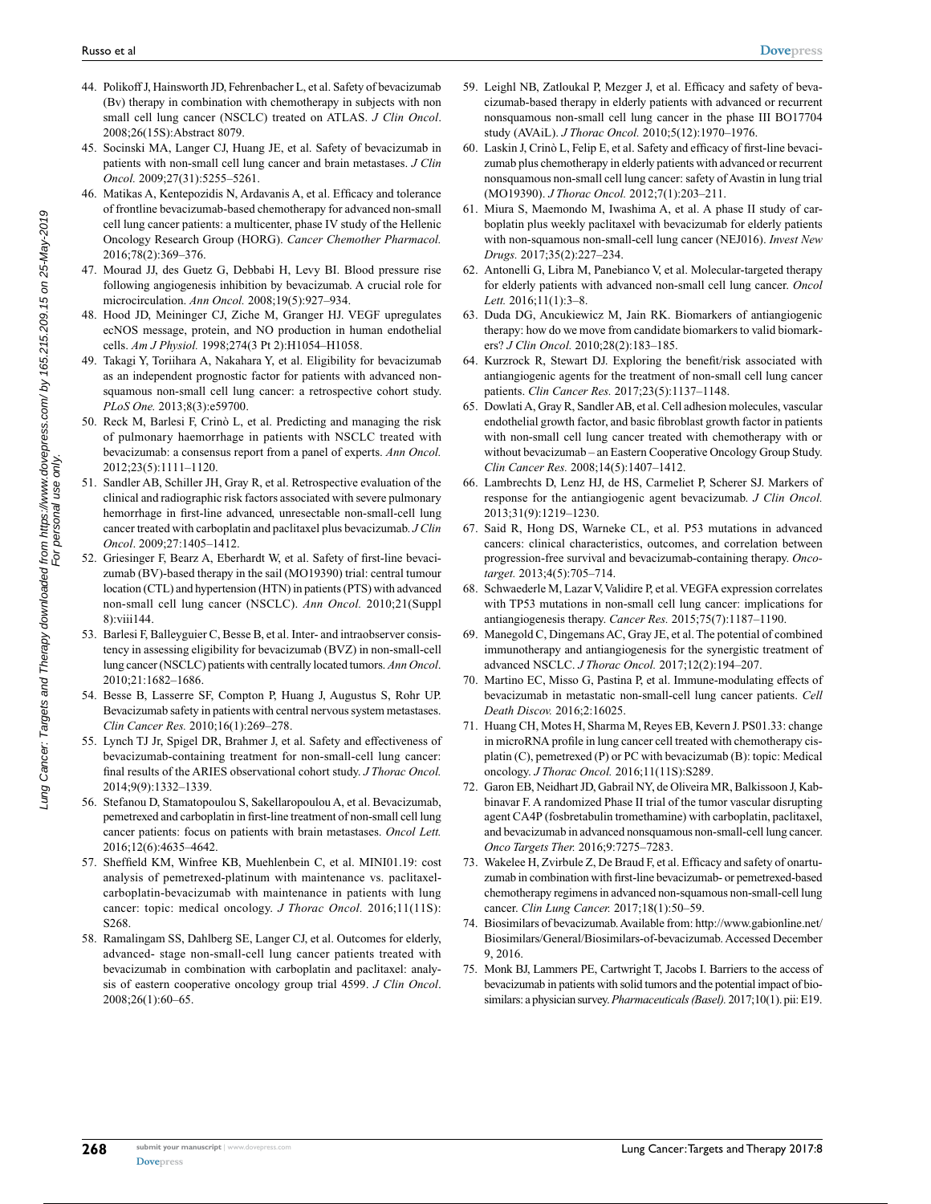44. Polikoff J, Hainsworth JD, Fehrenbacher L, et al. Safety of bevacizumab (Bv) therapy in combination with chemotherapy in subjects with non small cell lung cancer (NSCLC) treated on ATLAS. *J Clin Oncol*. 2008;26(15S):Abstract 8079.
45. Socinski MA, Langer CJ, Huang JE, et al. Safety of bevacizumab in patients with non-small cell lung cancer and brain metastases. *J Clin Oncol.* 2009;27(31):5255–5261.
46. Matikas A, Kentepozidis N, Ardavanis A, et al. Efficacy and tolerance of frontline bevacizumab-based chemotherapy for advanced non-small cell lung cancer patients: a multicenter, phase IV study of the Hellenic Oncology Research Group (HORG). *Cancer Chemother Pharmacol.* 2016;78(2):369–376.
47. Mourad JJ, des Guetz G, Debbabi H, Levy BI. Blood pressure rise following angiogenesis inhibition by bevacizumab. A crucial role for microcirculation. *Ann Oncol.* 2008;19(5):927–934.
48. Hood JD, Meininger CJ, Ziche M, Granger HJ. VEGF upregulates ecNOS message, protein, and NO production in human endothelial cells. *Am J Physiol.* 1998;274(3 Pt 2):H1054–H1058.
49. Takagi Y, Toriihara A, Nakahara Y, et al. Eligibility for bevacizumab as an independent prognostic factor for patients with advanced non-squamous non-small cell lung cancer: a retrospective cohort study. *PLoS One.* 2013;8(3):e59700.
50. Reck M, Barlesi F, Crinò L, et al. Predicting and managing the risk of pulmonary haemorrhage in patients with NSCLC treated with bevacizumab: a consensus report from a panel of experts. *Ann Oncol.* 2012;23(5):1111–1120.
51. Sandler AB, Schiller JH, Gray R, et al. Retrospective evaluation of the clinical and radiographic risk factors associated with severe pulmonary hemorrhage in first-line advanced, unresectable non-small-cell lung cancer treated with carboplatin and paclitaxel plus bevacizumab. *J Clin Oncol*. 2009;27:1405–1412.
52. Griesinger F, Bearz A, Eberhardt W, et al. Safety of first-line bevacizumab (BV)-based therapy in the sail (MO19390) trial: central tumour location (CTL) and hypertension (HTN) in patients (PTS) with advanced non-small cell lung cancer (NSCLC). *Ann Oncol.* 2010;21(Suppl 8):viii144.
53. Barlesi F, Balleyguier C, Besse B, et al. Inter- and intraobserver consistency in assessing eligibility for bevacizumab (BVZ) in non-small-cell lung cancer (NSCLC) patients with centrally located tumors. *Ann Oncol*. 2010;21:1682–1686.
54. Besse B, Lasserre SF, Compton P, Huang J, Augustus S, Rohr UP. Bevacizumab safety in patients with central nervous system metastases. *Clin Cancer Res.* 2010;16(1):269–278.
55. Lynch TJ Jr, Spigel DR, Brahmer J, et al. Safety and effectiveness of bevacizumab-containing treatment for non-small-cell lung cancer: final results of the ARIES observational cohort study. *J Thorac Oncol.* 2014;9(9):1332–1339.
56. Stefanou D, Stamatopoulou S, Sakellaropoulou A, et al. Bevacizumab, pemetrexed and carboplatin in first-line treatment of non-small cell lung cancer patients: focus on patients with brain metastases. *Oncol Lett.* 2016;12(6):4635–4642.
57. Sheffield KM, Winfree KB, Muehlenbein C, et al. MINI01.19: cost analysis of pemetrexed-platinum with maintenance vs. paclitaxel-carboplatin-bevacizumab with maintenance in patients with lung cancer: topic: medical oncology. *J Thorac Oncol.* 2016;11(11S): S268.
58. Ramalingam SS, Dahlberg SE, Langer CJ, et al. Outcomes for elderly, advanced- stage non-small-cell lung cancer patients treated with bevacizumab in combination with carboplatin and paclitaxel: analysis of eastern cooperative oncology group trial 4599. *J Clin Oncol*. 2008;26(1):60–65.
59. Leighl NB, Zatloukal P, Mezger J, et al. Efficacy and safety of bevacizumab-based therapy in elderly patients with advanced or recurrent nonsquamous non-small cell lung cancer in the phase III BO17704 study (AVAiL). *J Thorac Oncol.* 2010;5(12):1970–1976.
60. Laskin J, Crinò L, Felip E, et al. Safety and efficacy of first-line bevacizumab plus chemotherapy in elderly patients with advanced or recurrent nonsquamous non-small cell lung cancer: safety of Avastin in lung trial (MO19390). *J Thorac Oncol.* 2012;7(1):203–211.
61. Miura S, Maemondo M, Iwashima A, et al. A phase II study of carboplatin plus weekly paclitaxel with bevacizumab for elderly patients with non-squamous non-small-cell lung cancer (NEJ016). *Invest New Drugs.* 2017;35(2):227–234.
62. Antonelli G, Libra M, Panebianco V, et al. Molecular-targeted therapy for elderly patients with advanced non-small cell lung cancer. *Oncol Lett.* 2016;11(1):3–8.
63. Duda DG, Ancukiewicz M, Jain RK. Biomarkers of antiangiogenic therapy: how do we move from candidate biomarkers to valid biomarkers? *J Clin Oncol.* 2010;28(2):183–185.
64. Kurzrock R, Stewart DJ. Exploring the benefit/risk associated with antiangiogenic agents for the treatment of non-small cell lung cancer patients. *Clin Cancer Res.* 2017;23(5):1137–1148.
65. Dowlati A, Gray R, Sandler AB, et al. Cell adhesion molecules, vascular endothelial growth factor, and basic fibroblast growth factor in patients with non-small cell lung cancer treated with chemotherapy with or without bevacizumab – an Eastern Cooperative Oncology Group Study. *Clin Cancer Res.* 2008;14(5):1407–1412.
66. Lambrechts D, Lenz HJ, de HS, Carmeliet P, Scherer SJ. Markers of response for the antiangiogenic agent bevacizumab. *J Clin Oncol.* 2013;31(9):1219–1230.
67. Said R, Hong DS, Warneke CL, et al. P53 mutations in advanced cancers: clinical characteristics, outcomes, and correlation between progression-free survival and bevacizumab-containing therapy. *Oncotarget.* 2013;4(5):705–714.
68. Schwaederle M, Lazar V, Validire P, et al. VEGFA expression correlates with TP53 mutations in non-small cell lung cancer: implications for antiangiogenesis therapy. *Cancer Res.* 2015;75(7):1187–1190.
69. Manegold C, Dingemans AC, Gray JE, et al. The potential of combined immunotherapy and antiangiogenesis for the synergistic treatment of advanced NSCLC. *J Thorac Oncol.* 2017;12(2):194–207.
70. Martino EC, Misso G, Pastina P, et al. Immune-modulating effects of bevacizumab in metastatic non-small-cell lung cancer patients. *Cell Death Discov.* 2016;2:16025.
71. Huang CH, Motes H, Sharma M, Reyes EB, Kevern J. PS01.33: change in microRNA profile in lung cancer cell treated with chemotherapy cisplatin (C), pemetrexed (P) or PC with bevacizumab (B): topic: Medical oncology. *J Thorac Oncol.* 2016;11(11S):S289.
72. Garon EB, Neidhart JD, Gabrail NY, de Oliveira MR, Balkissoon J, Kabbinavar F. A randomized Phase II trial of the tumor vascular disrupting agent CA4P (fosbretabulin tromethamine) with carboplatin, paclitaxel, and bevacizumab in advanced nonsquamous non-small-cell lung cancer. *Onco Targets Ther.* 2016;9:7275–7283.
73. Wakelee H, Zvirbule Z, De Braud F, et al. Efficacy and safety of onartuzumab in combination with first-line bevacizumab- or pemetrexed-based chemotherapy regimens in advanced non-squamous non-small-cell lung cancer. *Clin Lung Cancer.* 2017;18(1):50–59.
74. Biosimilars of bevacizumab. Available from: http://www.gabionline.net/Biosimilars/General/Biosimilars-of-bevacizumab. Accessed December 9, 2016.
75. Monk BJ, Lammers PE, Cartwright T, Jacobs I. Barriers to the access of bevacizumab in patients with solid tumors and the potential impact of biosimilars: a physician survey. *Pharmaceuticals (Basel).* 2017;10(1). pii: E19.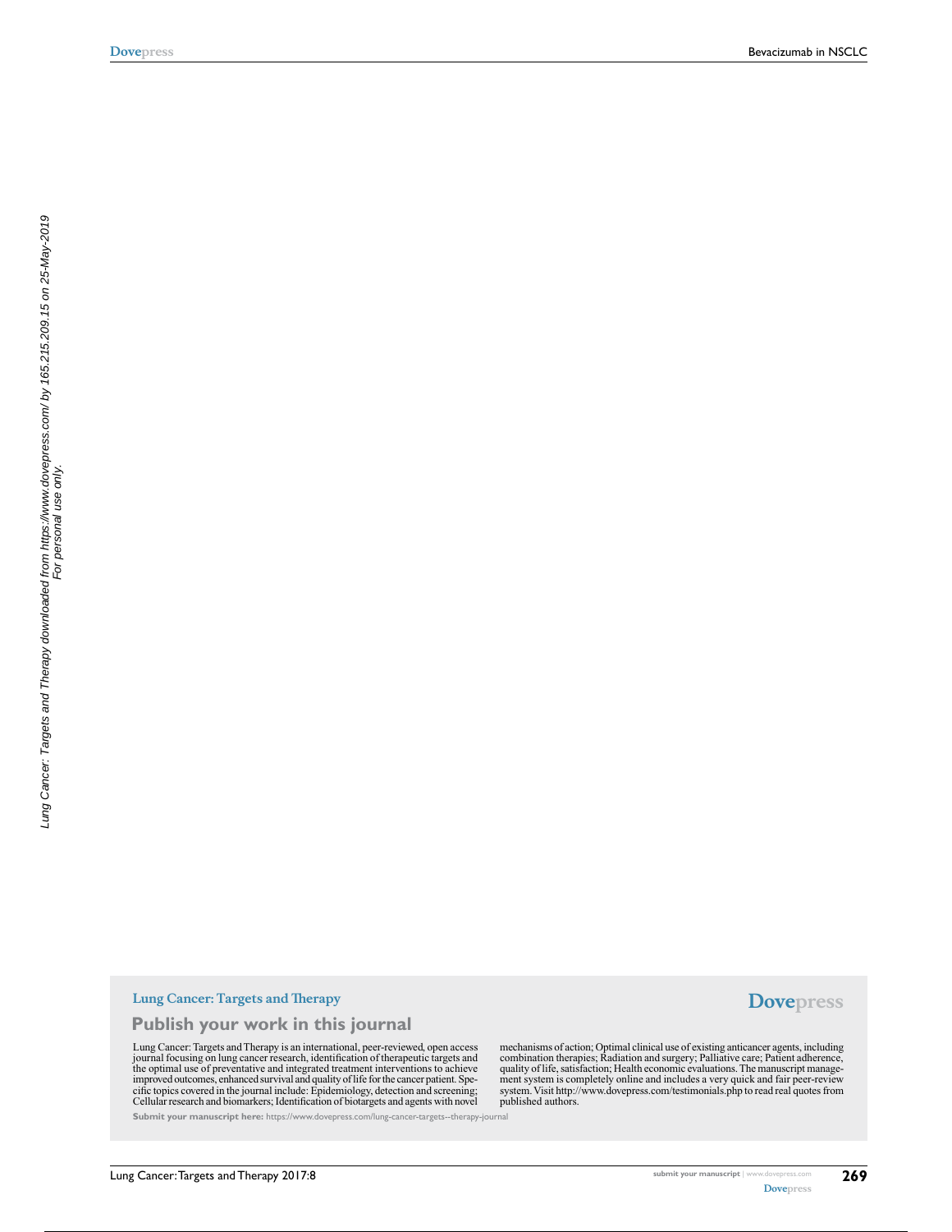## Lung Cancer: Targets and Therapy

### Publish your work in this journal

Lung Cancer: Targets and Therapy is an international, peer-reviewed, open access journal focusing on lung cancer research, identification of therapeutic targets and the optimal use of preventative and integrated treatment interventions to achieve improved outcomes, enhanced survival and quality of life for the cancer patient. Specific topics covered in the journal include: Epidemiology, detection and screening; Cellular research and biomarkers; Identification of biotargets and agents with novel mechanisms of action; Optimal clinical use of existing anticancer agents, including combination therapies; Radiation and surgery; Palliative care; Patient adherence, quality of life, satisfaction; Health economic evaluations. The manuscript management system is completely online and includes a very quick and fair peer-review system. Visit http://www.dovepress.com/testimonials.php to read real quotes from published authors.

**Submit your manuscript here:** https://www.dovepress.com/lung-cancer-targets--therapy-journal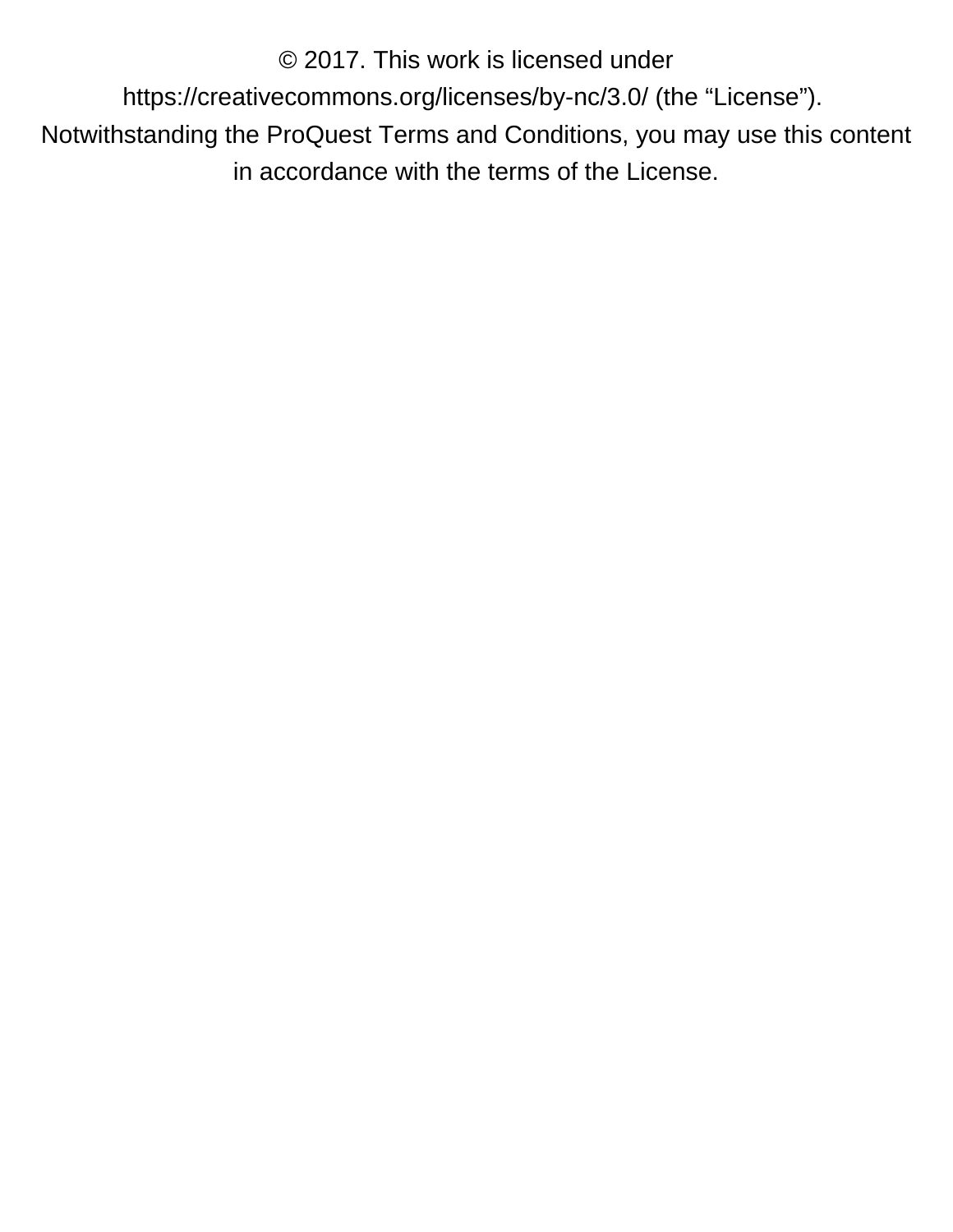© 2017. This work is licensed under https://creativecommons.org/licenses/by-nc/3.0/ (the “License”). Notwithstanding the ProQuest Terms and Conditions, you may use this content in accordance with the terms of the License.